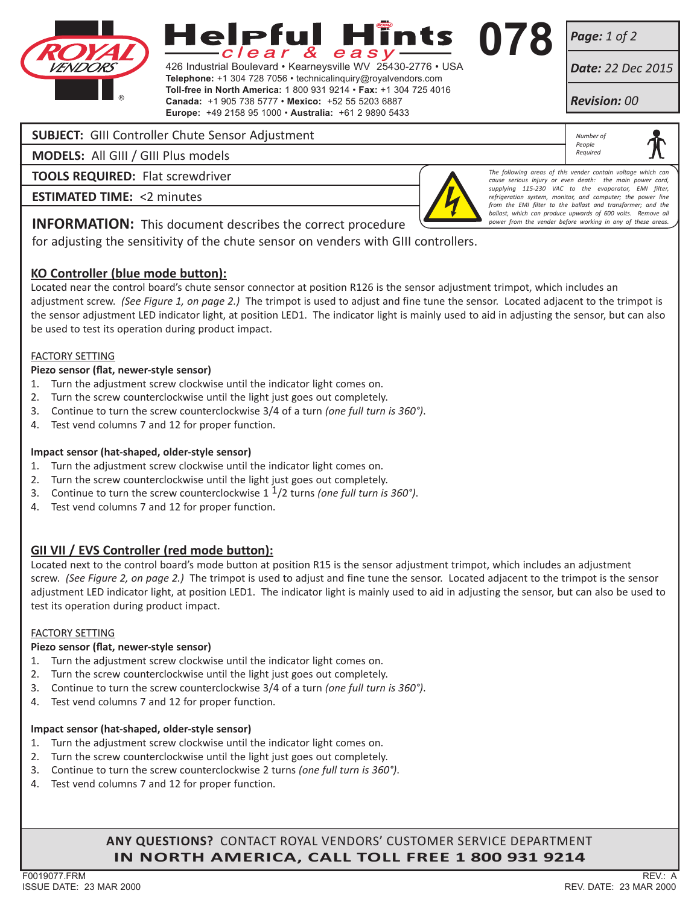# Helpful Hints 078
*clear & easy*

426 Industrial Boulevard • Kearneysville WV 25430-2776 • USA
**Telephone:** +1 304 728 7056 • technicalinquiry@royalvendors.com
**Toll-free in North America:** 1 800 931 9214 • **Fax:** +1 304 725 4016
**Canada:** +1 905 738 5777 • **Mexico:** +52 55 5203 6887
**Europe:** +49 2158 95 1000 • **Australia:** +61 2 9890 5433

***Date:*** *22 Dec 2015*

***Revision:*** *00*

**SUBJECT:** GIII Controller Chute Sensor Adjustment

**MODELS:** All GIII / GIII Plus models

**TOOLS REQUIRED:** Flat screwdriver

**ESTIMATED TIME:** <2 minutes

*Number of People Required*

*The following areas of this vender contain voltage which can cause serious injury or even death: the main power cord, supplying 115-230 VAC to the evaporator, EMI filter, refrigeration system, monitor, and computer; the power line from the EMI filter to the ballast and transformer; and the ballast, which can produce upwards of 600 volts. Remove all power from the vender before working in any of these areas.*

**INFORMATION:** This document describes the correct procedure for adjusting the sensitivity of the chute sensor on venders with GIII controllers.

## KO Controller (blue mode button):

Located near the control board's chute sensor connector at position R126 is the sensor adjustment trimpot, which includes an adjustment screw. *(See Figure 1, on page 2.)* The trimpot is used to adjust and fine tune the sensor. Located adjacent to the trimpot is the sensor adjustment LED indicator light, at position LED1. The indicator light is mainly used to aid in adjusting the sensor, but can also be used to test its operation during product impact.

FACTORY SETTING

**Piezo sensor (flat, newer-style sensor)**

1. Turn the adjustment screw clockwise until the indicator light comes on.
2. Turn the screw counterclockwise until the light just goes out completely.
3. Continue to turn the screw counterclockwise 3/4 of a turn *(one full turn is 360°)*.
4. Test vend columns 7 and 12 for proper function.

**Impact sensor (hat-shaped, older-style sensor)**

1. Turn the adjustment screw clockwise until the indicator light comes on.
2. Turn the screw counterclockwise until the light just goes out completely.
3. Continue to turn the screw counterclockwise 1 1/2 turns *(one full turn is 360°)*.
4. Test vend columns 7 and 12 for proper function.

## GII VII / EVS Controller (red mode button):

Located next to the control board's mode button at position R15 is the sensor adjustment trimpot, which includes an adjustment screw. *(See Figure 2, on page 2.)* The trimpot is used to adjust and fine tune the sensor. Located adjacent to the trimpot is the sensor adjustment LED indicator light, at position LED1. The indicator light is mainly used to aid in adjusting the sensor, but can also be used to test its operation during product impact.

FACTORY SETTING

**Piezo sensor (flat, newer-style sensor)**

1. Turn the adjustment screw clockwise until the indicator light comes on.
2. Turn the screw counterclockwise until the light just goes out completely.
3. Continue to turn the screw counterclockwise 3/4 of a turn *(one full turn is 360°)*.
4. Test vend columns 7 and 12 for proper function.

**Impact sensor (hat-shaped, older-style sensor)**

1. Turn the adjustment screw clockwise until the indicator light comes on.
2. Turn the screw counterclockwise until the light just goes out completely.
3. Continue to turn the screw counterclockwise 2 turns *(one full turn is 360°)*.
4. Test vend columns 7 and 12 for proper function.

**ANY QUESTIONS?** CONTACT ROYAL VENDORS' CUSTOMER SERVICE DEPARTMENT
**IN NORTH AMERICA, CALL TOLL FREE 1 800 931 9214**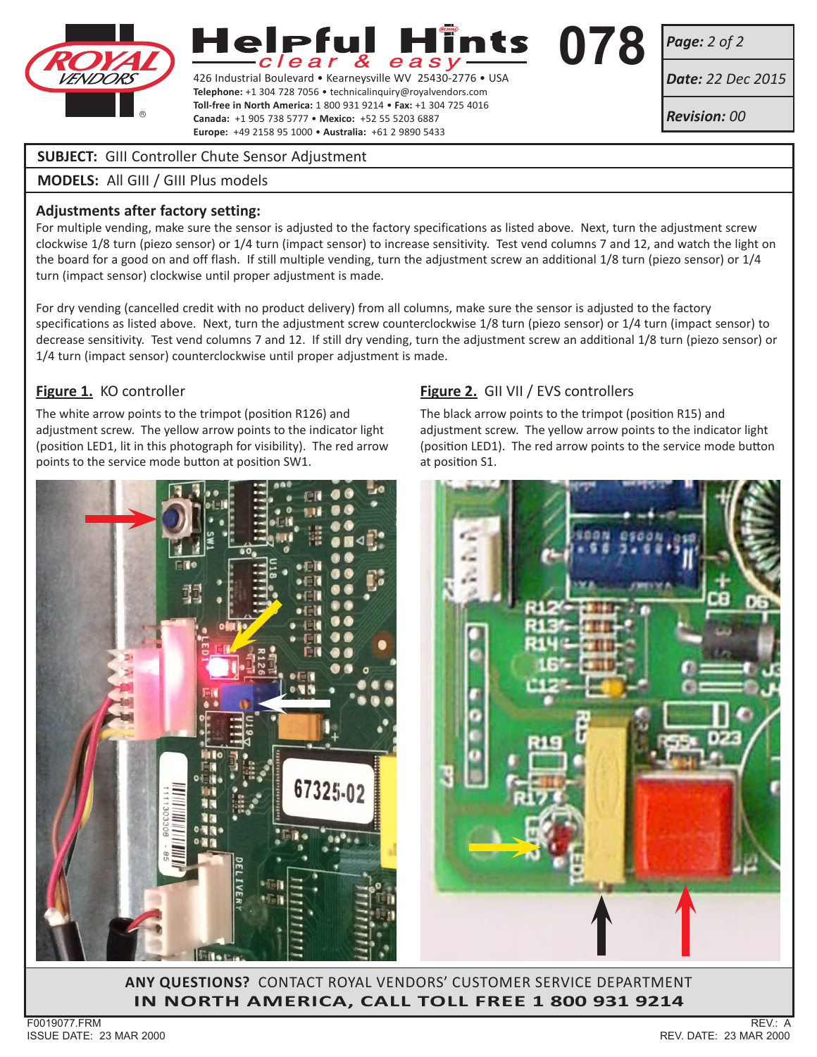**SUBJECT:** GIII Controller Chute Sensor Adjustment

**MODELS:** All GIII / GIII Plus models

## Adjustments after factory setting:

For multiple vending, make sure the sensor is adjusted to the factory specifications as listed above. Next, turn the adjustment screw clockwise 1/8 turn (piezo sensor) or 1/4 turn (impact sensor) to increase sensitivity. Test vend columns 7 and 12, and watch the light on the board for a good on and off flash. If still multiple vending, turn the adjustment screw an additional 1/8 turn (piezo sensor) or 1/4 turn (impact sensor) clockwise until proper adjustment is made.

For dry vending (cancelled credit with no product delivery) from all columns, make sure the sensor is adjusted to the factory specifications as listed above. Next, turn the adjustment screw counterclockwise 1/8 turn (piezo sensor) or 1/4 turn (impact sensor) to decrease sensitivity. Test vend columns 7 and 12. If still dry vending, turn the adjustment screw an additional 1/8 turn (piezo sensor) or 1/4 turn (impact sensor) counterclockwise until proper adjustment is made.

**Figure 1.** KO controller

The white arrow points to the trimpot (position R126) and adjustment screw. The yellow arrow points to the indicator light (position LED1, lit in this photograph for visibility). The red arrow points to the service mode button at position SW1.

**Figure 2.** GII VII / EVS controllers

The black arrow points to the trimpot (position R15) and adjustment screw. The yellow arrow points to the indicator light (position LED1). The red arrow points to the service mode button at position S1.

**ANY QUESTIONS?** CONTACT ROYAL VENDORS' CUSTOMER SERVICE DEPARTMENT

**IN NORTH AMERICA, CALL TOLL FREE 1 800 931 9214**